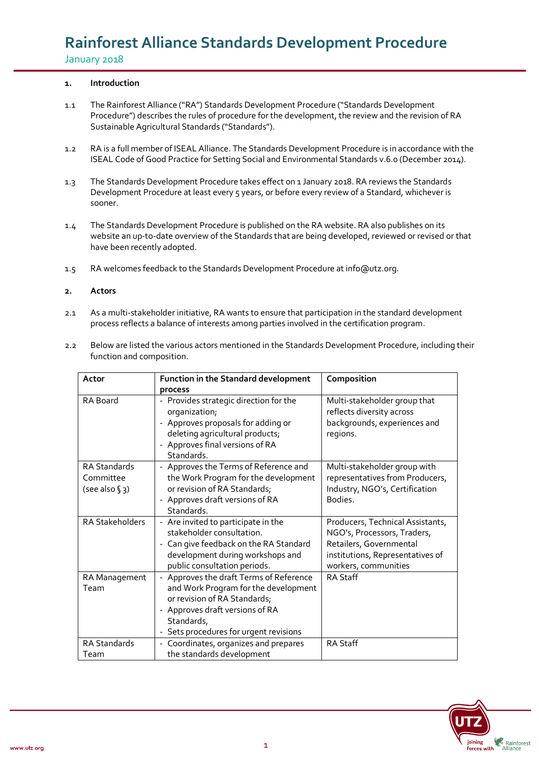# Rainforest Alliance Standards Development Procedure

January 2018

## 1. Introduction

1.1 The Rainforest Alliance ("RA") Standards Development Procedure ("Standards Development Procedure") describes the rules of procedure for the development, the review and the revision of RA Sustainable Agricultural Standards ("Standards").

1.2 RA is a full member of ISEAL Alliance. The Standards Development Procedure is in accordance with the ISEAL Code of Good Practice for Setting Social and Environmental Standards v.6.0 (December 2014).

1.3 The Standards Development Procedure takes effect on 1 January 2018. RA reviews the Standards Development Procedure at least every 5 years, or before every review of a Standard, whichever is sooner.

1.4 The Standards Development Procedure is published on the RA website. RA also publishes on its website an up-to-date overview of the Standards that are being developed, reviewed or revised or that have been recently adopted.

1.5 RA welcomes feedback to the Standards Development Procedure at info@utz.org.

## 2. Actors

2.1 As a multi-stakeholder initiative, RA wants to ensure that participation in the standard development process reflects a balance of interests among parties involved in the certification program.

2.2 Below are listed the various actors mentioned in the Standards Development Procedure, including their function and composition.

| Actor | Function in the Standard development process | Composition |
|---|---|---|
| RA Board | - Provides strategic direction for the organization;<br>- Approves proposals for adding or deleting agricultural products;<br>- Approves final versions of RA Standards. | Multi-stakeholder group that reflects diversity across backgrounds, experiences and regions. |
| RA Standards Committee (see also § 3) | - Approves the Terms of Reference and the Work Program for the development or revision of RA Standards;<br>- Approves draft versions of RA Standards. | Multi-stakeholder group with representatives from Producers, Industry, NGO's, Certification Bodies. |
| RA Stakeholders | - Are invited to participate in the stakeholder consultation.<br>- Can give feedback on the RA Standard development during workshops and public consultation periods. | Producers, Technical Assistants, NGO's, Processors, Traders, Retailers, Governmental institutions, Representatives of workers, communities |
| RA Management Team | - Approves the draft Terms of Reference and Work Program for the development or revision of RA Standards;<br>- Approves draft versions of RA Standards,<br>- Sets procedures for urgent revisions | RA Staff |
| RA Standards Team | - Coordinates, organizes and prepares the standards development | RA Staff |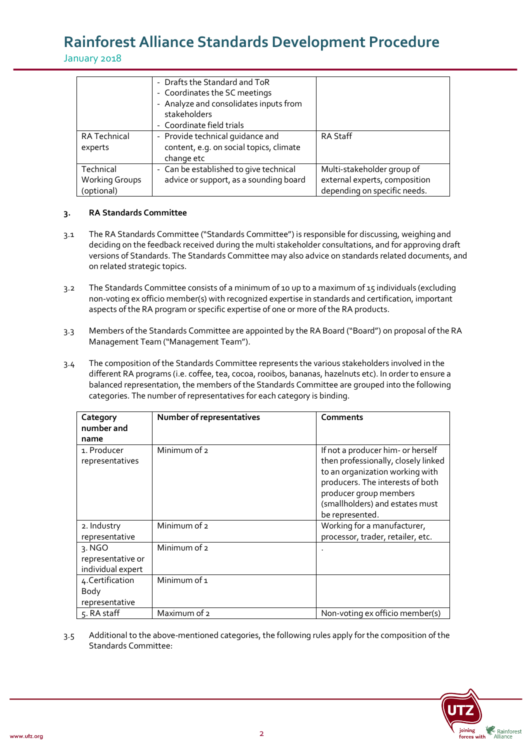|  |  |  |
|---|---|---|
|  | - Drafts the Standard and ToR<br>- Coordinates the SC meetings<br>- Analyze and consolidates inputs from stakeholders<br>- Coordinate field trials |  |
| RA Technical experts | - Provide technical guidance and content, e.g. on social topics, climate change etc | RA Staff |
| Technical Working Groups (optional) | - Can be established to give technical advice or support, as a sounding board | Multi-stakeholder group of external experts, composition depending on specific needs. |

## 3. RA Standards Committee

3.1 The RA Standards Committee ("Standards Committee") is responsible for discussing, weighing and deciding on the feedback received during the multi stakeholder consultations, and for approving draft versions of Standards. The Standards Committee may also advice on standards related documents, and on related strategic topics.

3.2 The Standards Committee consists of a minimum of 10 up to a maximum of 15 individuals (excluding non-voting ex officio member(s) with recognized expertise in standards and certification, important aspects of the RA program or specific expertise of one or more of the RA products.

3.3 Members of the Standards Committee are appointed by the RA Board ("Board") on proposal of the RA Management Team ("Management Team").

3.4 The composition of the Standards Committee represents the various stakeholders involved in the different RA programs (i.e. coffee, tea, cocoa, rooibos, bananas, hazelnuts etc). In order to ensure a balanced representation, the members of the Standards Committee are grouped into the following categories. The number of representatives for each category is binding.

| Category number and name | Number of representatives | Comments |
|---|---|---|
| 1. Producer representatives | Minimum of 2 | If not a producer him- or herself then professionally, closely linked to an organization working with producers. The interests of both producer group members (smallholders) and estates must be represented. |
| 2. Industry representative | Minimum of 2 | Working for a manufacturer, processor, trader, retailer, etc. |
| 3. NGO representative or individual expert | Minimum of 2 | . |
| 4.Certification Body representative | Minimum of 1 |  |
| 5. RA staff | Maximum of 2 | Non-voting ex officio member(s) |

3.5 Additional to the above-mentioned categories, the following rules apply for the composition of the Standards Committee: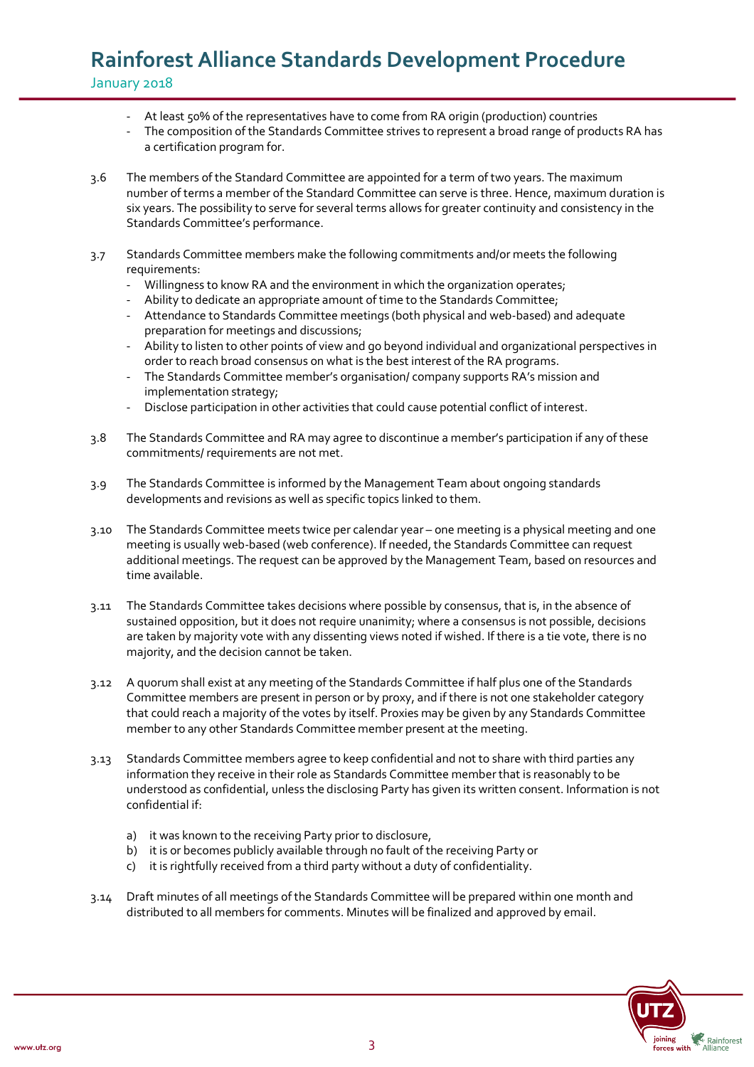- At least 50% of the representatives have to come from RA origin (production) countries
- The composition of the Standards Committee strives to represent a broad range of products RA has a certification program for.

3.6 The members of the Standard Committee are appointed for a term of two years. The maximum number of terms a member of the Standard Committee can serve is three. Hence, maximum duration is six years. The possibility to serve for several terms allows for greater continuity and consistency in the Standards Committee's performance.

3.7 Standards Committee members make the following commitments and/or meets the following requirements:
- Willingness to know RA and the environment in which the organization operates;
- Ability to dedicate an appropriate amount of time to the Standards Committee;
- Attendance to Standards Committee meetings (both physical and web-based) and adequate preparation for meetings and discussions;
- Ability to listen to other points of view and go beyond individual and organizational perspectives in order to reach broad consensus on what is the best interest of the RA programs.
- The Standards Committee member's organisation/ company supports RA's mission and implementation strategy;
- Disclose participation in other activities that could cause potential conflict of interest.

3.8 The Standards Committee and RA may agree to discontinue a member's participation if any of these commitments/ requirements are not met.

3.9 The Standards Committee is informed by the Management Team about ongoing standards developments and revisions as well as specific topics linked to them.

3.10 The Standards Committee meets twice per calendar year – one meeting is a physical meeting and one meeting is usually web-based (web conference). If needed, the Standards Committee can request additional meetings. The request can be approved by the Management Team, based on resources and time available.

3.11 The Standards Committee takes decisions where possible by consensus, that is, in the absence of sustained opposition, but it does not require unanimity; where a consensus is not possible, decisions are taken by majority vote with any dissenting views noted if wished. If there is a tie vote, there is no majority, and the decision cannot be taken.

3.12 A quorum shall exist at any meeting of the Standards Committee if half plus one of the Standards Committee members are present in person or by proxy, and if there is not one stakeholder category that could reach a majority of the votes by itself. Proxies may be given by any Standards Committee member to any other Standards Committee member present at the meeting.

3.13 Standards Committee members agree to keep confidential and not to share with third parties any information they receive in their role as Standards Committee member that is reasonably to be understood as confidential, unless the disclosing Party has given its written consent. Information is not confidential if:

a) it was known to the receiving Party prior to disclosure,
b) it is or becomes publicly available through no fault of the receiving Party or
c) it is rightfully received from a third party without a duty of confidentiality.

3.14 Draft minutes of all meetings of the Standards Committee will be prepared within one month and distributed to all members for comments. Minutes will be finalized and approved by email.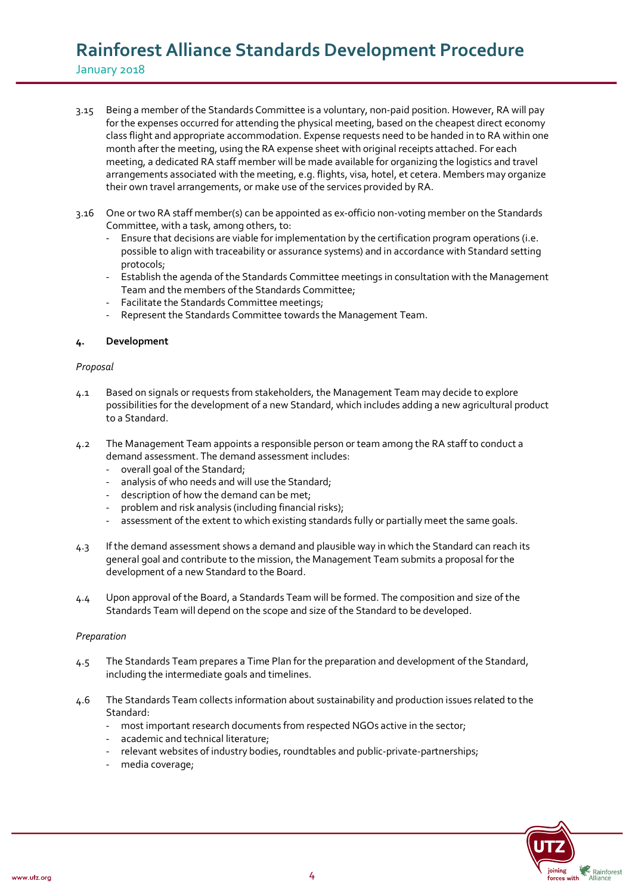3.15 Being a member of the Standards Committee is a voluntary, non-paid position. However, RA will pay for the expenses occurred for attending the physical meeting, based on the cheapest direct economy class flight and appropriate accommodation. Expense requests need to be handed in to RA within one month after the meeting, using the RA expense sheet with original receipts attached. For each meeting, a dedicated RA staff member will be made available for organizing the logistics and travel arrangements associated with the meeting, e.g. flights, visa, hotel, et cetera. Members may organize their own travel arrangements, or make use of the services provided by RA.

3.16 One or two RA staff member(s) can be appointed as ex-officio non-voting member on the Standards Committee, with a task, among others, to:

- Ensure that decisions are viable for implementation by the certification program operations (i.e. possible to align with traceability or assurance systems) and in accordance with Standard setting protocols;
- Establish the agenda of the Standards Committee meetings in consultation with the Management Team and the members of the Standards Committee;
- Facilitate the Standards Committee meetings;
- Represent the Standards Committee towards the Management Team.

## 4. Development

*Proposal*

4.1 Based on signals or requests from stakeholders, the Management Team may decide to explore possibilities for the development of a new Standard, which includes adding a new agricultural product to a Standard.

4.2 The Management Team appoints a responsible person or team among the RA staff to conduct a demand assessment. The demand assessment includes:

- overall goal of the Standard;
- analysis of who needs and will use the Standard;
- description of how the demand can be met;
- problem and risk analysis (including financial risks);
- assessment of the extent to which existing standards fully or partially meet the same goals.

4.3 If the demand assessment shows a demand and plausible way in which the Standard can reach its general goal and contribute to the mission, the Management Team submits a proposal for the development of a new Standard to the Board.

4.4 Upon approval of the Board, a Standards Team will be formed. The composition and size of the Standards Team will depend on the scope and size of the Standard to be developed.

*Preparation*

4.5 The Standards Team prepares a Time Plan for the preparation and development of the Standard, including the intermediate goals and timelines.

4.6 The Standards Team collects information about sustainability and production issues related to the Standard:

- most important research documents from respected NGOs active in the sector;
- academic and technical literature;
- relevant websites of industry bodies, roundtables and public-private-partnerships;
- media coverage;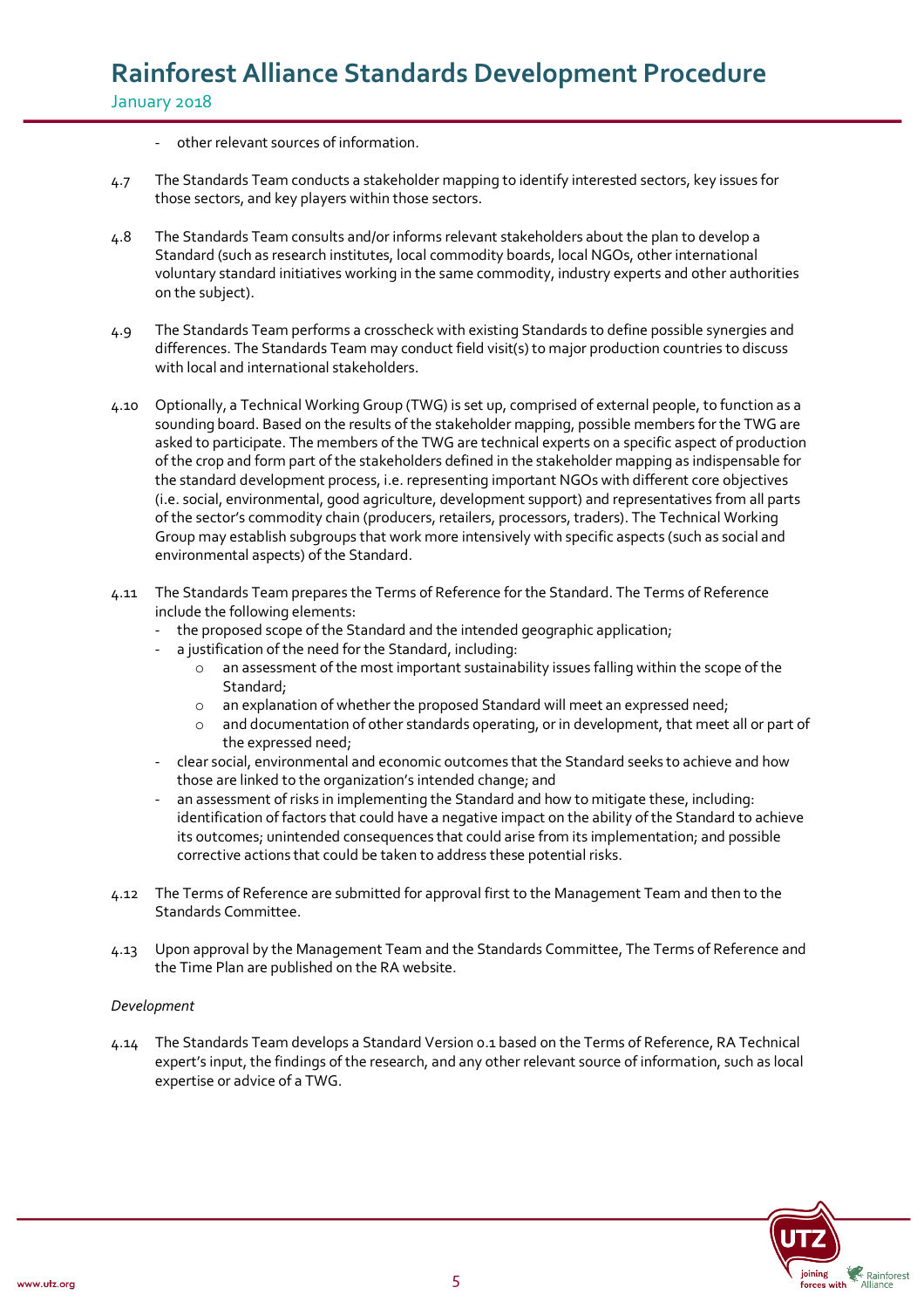- other relevant sources of information.

4.7 The Standards Team conducts a stakeholder mapping to identify interested sectors, key issues for those sectors, and key players within those sectors.

4.8 The Standards Team consults and/or informs relevant stakeholders about the plan to develop a Standard (such as research institutes, local commodity boards, local NGOs, other international voluntary standard initiatives working in the same commodity, industry experts and other authorities on the subject).

4.9 The Standards Team performs a crosscheck with existing Standards to define possible synergies and differences. The Standards Team may conduct field visit(s) to major production countries to discuss with local and international stakeholders.

4.10 Optionally, a Technical Working Group (TWG) is set up, comprised of external people, to function as a sounding board. Based on the results of the stakeholder mapping, possible members for the TWG are asked to participate. The members of the TWG are technical experts on a specific aspect of production of the crop and form part of the stakeholders defined in the stakeholder mapping as indispensable for the standard development process, i.e. representing important NGOs with different core objectives (i.e. social, environmental, good agriculture, development support) and representatives from all parts of the sector's commodity chain (producers, retailers, processors, traders). The Technical Working Group may establish subgroups that work more intensively with specific aspects (such as social and environmental aspects) of the Standard.

4.11 The Standards Team prepares the Terms of Reference for the Standard. The Terms of Reference include the following elements:
- the proposed scope of the Standard and the intended geographic application;
- a justification of the need for the Standard, including:
  - an assessment of the most important sustainability issues falling within the scope of the Standard;
  - an explanation of whether the proposed Standard will meet an expressed need;
  - and documentation of other standards operating, or in development, that meet all or part of the expressed need;
- clear social, environmental and economic outcomes that the Standard seeks to achieve and how those are linked to the organization's intended change; and
- an assessment of risks in implementing the Standard and how to mitigate these, including: identification of factors that could have a negative impact on the ability of the Standard to achieve its outcomes; unintended consequences that could arise from its implementation; and possible corrective actions that could be taken to address these potential risks.

4.12 The Terms of Reference are submitted for approval first to the Management Team and then to the Standards Committee.

4.13 Upon approval by the Management Team and the Standards Committee, The Terms of Reference and the Time Plan are published on the RA website.

*Development*

4.14 The Standards Team develops a Standard Version 0.1 based on the Terms of Reference, RA Technical expert's input, the findings of the research, and any other relevant source of information, such as local expertise or advice of a TWG.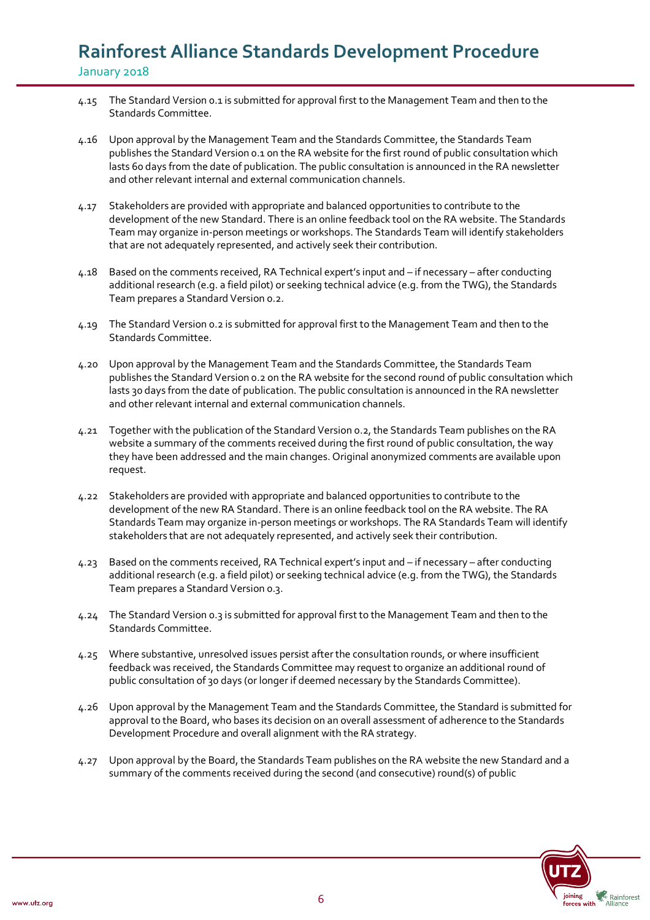4.15 The Standard Version 0.1 is submitted for approval first to the Management Team and then to the Standards Committee.

4.16 Upon approval by the Management Team and the Standards Committee, the Standards Team publishes the Standard Version 0.1 on the RA website for the first round of public consultation which lasts 60 days from the date of publication. The public consultation is announced in the RA newsletter and other relevant internal and external communication channels.

4.17 Stakeholders are provided with appropriate and balanced opportunities to contribute to the development of the new Standard. There is an online feedback tool on the RA website. The Standards Team may organize in-person meetings or workshops. The Standards Team will identify stakeholders that are not adequately represented, and actively seek their contribution.

4.18 Based on the comments received, RA Technical expert's input and – if necessary – after conducting additional research (e.g. a field pilot) or seeking technical advice (e.g. from the TWG), the Standards Team prepares a Standard Version 0.2.

4.19 The Standard Version 0.2 is submitted for approval first to the Management Team and then to the Standards Committee.

4.20 Upon approval by the Management Team and the Standards Committee, the Standards Team publishes the Standard Version 0.2 on the RA website for the second round of public consultation which lasts 30 days from the date of publication. The public consultation is announced in the RA newsletter and other relevant internal and external communication channels.

4.21 Together with the publication of the Standard Version 0.2, the Standards Team publishes on the RA website a summary of the comments received during the first round of public consultation, the way they have been addressed and the main changes. Original anonymized comments are available upon request.

4.22 Stakeholders are provided with appropriate and balanced opportunities to contribute to the development of the new RA Standard. There is an online feedback tool on the RA website. The RA Standards Team may organize in-person meetings or workshops. The RA Standards Team will identify stakeholders that are not adequately represented, and actively seek their contribution.

4.23 Based on the comments received, RA Technical expert's input and – if necessary – after conducting additional research (e.g. a field pilot) or seeking technical advice (e.g. from the TWG), the Standards Team prepares a Standard Version 0.3.

4.24 The Standard Version 0.3 is submitted for approval first to the Management Team and then to the Standards Committee.

4.25 Where substantive, unresolved issues persist after the consultation rounds, or where insufficient feedback was received, the Standards Committee may request to organize an additional round of public consultation of 30 days (or longer if deemed necessary by the Standards Committee).

4.26 Upon approval by the Management Team and the Standards Committee, the Standard is submitted for approval to the Board, who bases its decision on an overall assessment of adherence to the Standards Development Procedure and overall alignment with the RA strategy.

4.27 Upon approval by the Board, the Standards Team publishes on the RA website the new Standard and a summary of the comments received during the second (and consecutive) round(s) of public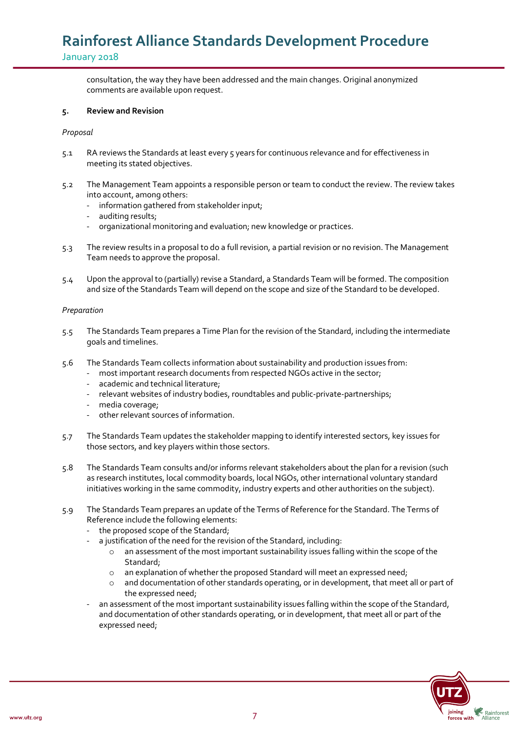consultation, the way they have been addressed and the main changes. Original anonymized comments are available upon request.

## 5. Review and Revision

*Proposal*

5.1 RA reviews the Standards at least every 5 years for continuous relevance and for effectiveness in meeting its stated objectives.

5.2 The Management Team appoints a responsible person or team to conduct the review. The review takes into account, among others:
- information gathered from stakeholder input;
- auditing results;
- organizational monitoring and evaluation; new knowledge or practices.

5.3 The review results in a proposal to do a full revision, a partial revision or no revision. The Management Team needs to approve the proposal.

5.4 Upon the approval to (partially) revise a Standard, a Standards Team will be formed. The composition and size of the Standards Team will depend on the scope and size of the Standard to be developed.

*Preparation*

5.5 The Standards Team prepares a Time Plan for the revision of the Standard, including the intermediate goals and timelines.

5.6 The Standards Team collects information about sustainability and production issues from:
- most important research documents from respected NGOs active in the sector;
- academic and technical literature;
- relevant websites of industry bodies, roundtables and public-private-partnerships;
- media coverage;
- other relevant sources of information.

5.7 The Standards Team updates the stakeholder mapping to identify interested sectors, key issues for those sectors, and key players within those sectors.

5.8 The Standards Team consults and/or informs relevant stakeholders about the plan for a revision (such as research institutes, local commodity boards, local NGOs, other international voluntary standard initiatives working in the same commodity, industry experts and other authorities on the subject).

5.9 The Standards Team prepares an update of the Terms of Reference for the Standard. The Terms of Reference include the following elements:
- the proposed scope of the Standard;
- a justification of the need for the revision of the Standard, including:
  - an assessment of the most important sustainability issues falling within the scope of the Standard;
  - an explanation of whether the proposed Standard will meet an expressed need;
  - and documentation of other standards operating, or in development, that meet all or part of the expressed need;
- an assessment of the most important sustainability issues falling within the scope of the Standard, and documentation of other standards operating, or in development, that meet all or part of the expressed need;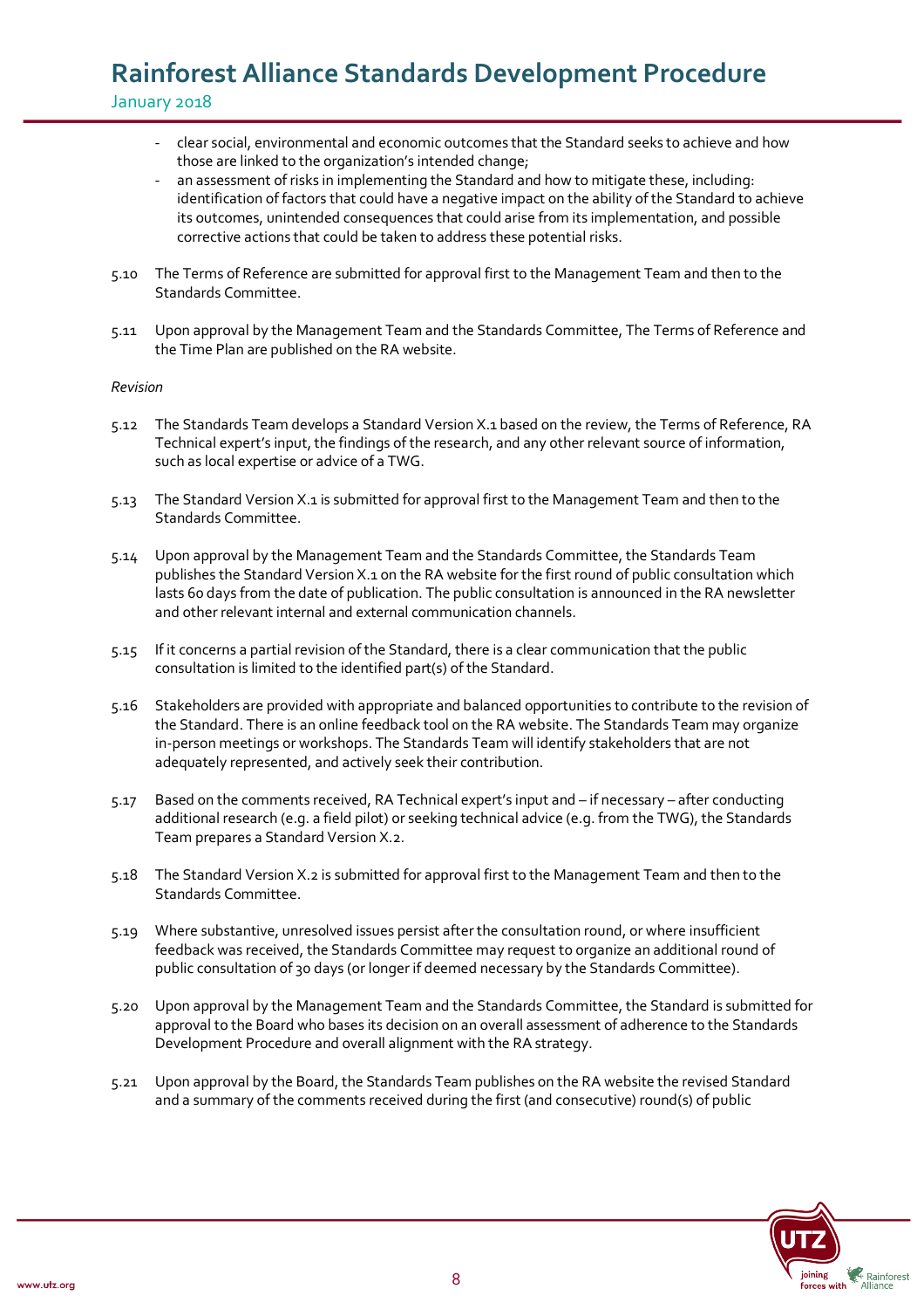- clear social, environmental and economic outcomes that the Standard seeks to achieve and how those are linked to the organization's intended change;
- an assessment of risks in implementing the Standard and how to mitigate these, including: identification of factors that could have a negative impact on the ability of the Standard to achieve its outcomes, unintended consequences that could arise from its implementation, and possible corrective actions that could be taken to address these potential risks.

5.10 The Terms of Reference are submitted for approval first to the Management Team and then to the Standards Committee.

5.11 Upon approval by the Management Team and the Standards Committee, The Terms of Reference and the Time Plan are published on the RA website.

*Revision*

5.12 The Standards Team develops a Standard Version X.1 based on the review, the Terms of Reference, RA Technical expert's input, the findings of the research, and any other relevant source of information, such as local expertise or advice of a TWG.

5.13 The Standard Version X.1 is submitted for approval first to the Management Team and then to the Standards Committee.

5.14 Upon approval by the Management Team and the Standards Committee, the Standards Team publishes the Standard Version X.1 on the RA website for the first round of public consultation which lasts 60 days from the date of publication. The public consultation is announced in the RA newsletter and other relevant internal and external communication channels.

5.15 If it concerns a partial revision of the Standard, there is a clear communication that the public consultation is limited to the identified part(s) of the Standard.

5.16 Stakeholders are provided with appropriate and balanced opportunities to contribute to the revision of the Standard. There is an online feedback tool on the RA website. The Standards Team may organize in-person meetings or workshops. The Standards Team will identify stakeholders that are not adequately represented, and actively seek their contribution.

5.17 Based on the comments received, RA Technical expert's input and – if necessary – after conducting additional research (e.g. a field pilot) or seeking technical advice (e.g. from the TWG), the Standards Team prepares a Standard Version X.2.

5.18 The Standard Version X.2 is submitted for approval first to the Management Team and then to the Standards Committee.

5.19 Where substantive, unresolved issues persist after the consultation round, or where insufficient feedback was received, the Standards Committee may request to organize an additional round of public consultation of 30 days (or longer if deemed necessary by the Standards Committee).

5.20 Upon approval by the Management Team and the Standards Committee, the Standard is submitted for approval to the Board who bases its decision on an overall assessment of adherence to the Standards Development Procedure and overall alignment with the RA strategy.

5.21 Upon approval by the Board, the Standards Team publishes on the RA website the revised Standard and a summary of the comments received during the first (and consecutive) round(s) of public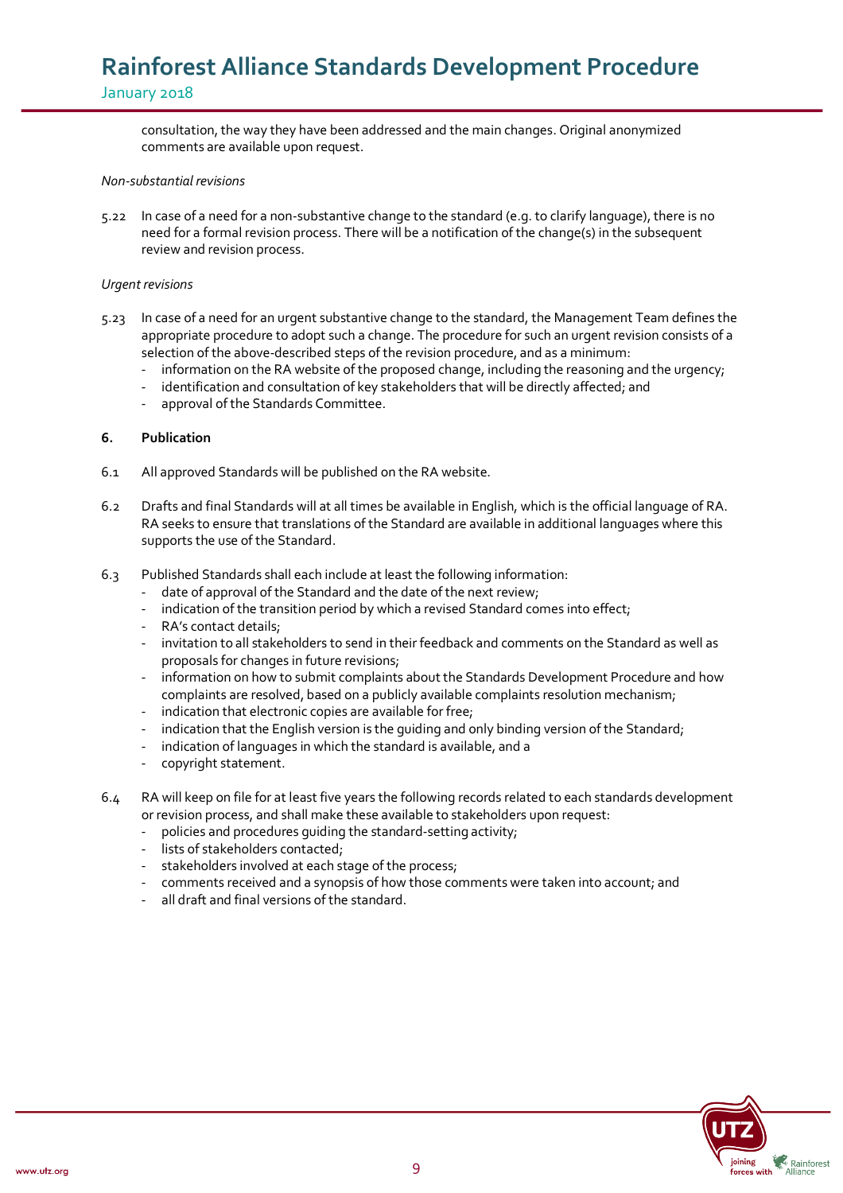consultation, the way they have been addressed and the main changes. Original anonymized comments are available upon request.

*Non-substantial revisions*

5.22 In case of a need for a non-substantive change to the standard (e.g. to clarify language), there is no need for a formal revision process. There will be a notification of the change(s) in the subsequent review and revision process.

*Urgent revisions*

5.23 In case of a need for an urgent substantive change to the standard, the Management Team defines the appropriate procedure to adopt such a change. The procedure for such an urgent revision consists of a selection of the above-described steps of the revision procedure, and as a minimum:
- information on the RA website of the proposed change, including the reasoning and the urgency;
- identification and consultation of key stakeholders that will be directly affected; and
- approval of the Standards Committee.

**6. Publication**

6.1 All approved Standards will be published on the RA website.

6.2 Drafts and final Standards will at all times be available in English, which is the official language of RA. RA seeks to ensure that translations of the Standard are available in additional languages where this supports the use of the Standard.

6.3 Published Standards shall each include at least the following information:
- date of approval of the Standard and the date of the next review;
- indication of the transition period by which a revised Standard comes into effect;
- RA's contact details;
- invitation to all stakeholders to send in their feedback and comments on the Standard as well as proposals for changes in future revisions;
- information on how to submit complaints about the Standards Development Procedure and how complaints are resolved, based on a publicly available complaints resolution mechanism;
- indication that electronic copies are available for free;
- indication that the English version is the guiding and only binding version of the Standard;
- indication of languages in which the standard is available, and a
- copyright statement.

6.4 RA will keep on file for at least five years the following records related to each standards development or revision process, and shall make these available to stakeholders upon request:
- policies and procedures guiding the standard-setting activity;
- lists of stakeholders contacted;
- stakeholders involved at each stage of the process;
- comments received and a synopsis of how those comments were taken into account; and
- all draft and final versions of the standard.